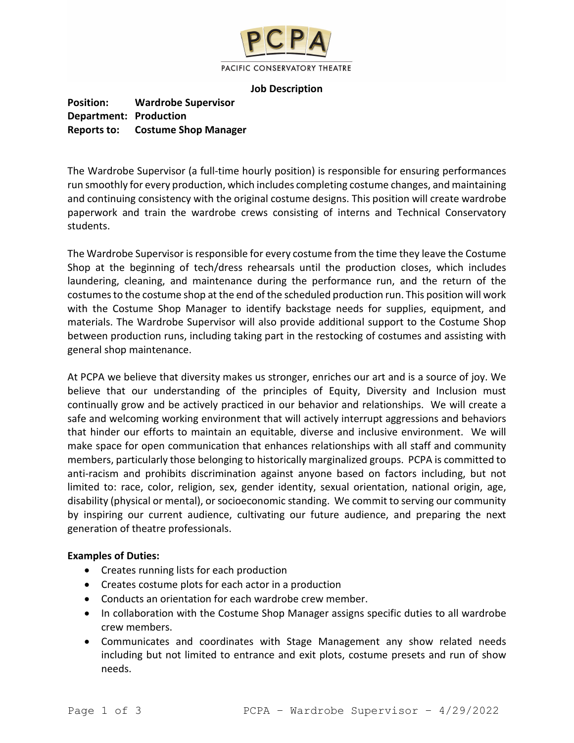PACIFIC CONSERVATORY THEATRE

**Job Description**

**Position:** Wardrobe Supervisor
**Department:** Production
**Reports to:** Costume Shop Manager

The Wardrobe Supervisor (a full-time hourly position) is responsible for ensuring performances run smoothly for every production, which includes completing costume changes, and maintaining and continuing consistency with the original costume designs. This position will create wardrobe paperwork and train the wardrobe crews consisting of interns and Technical Conservatory students.

The Wardrobe Supervisor is responsible for every costume from the time they leave the Costume Shop at the beginning of tech/dress rehearsals until the production closes, which includes laundering, cleaning, and maintenance during the performance run, and the return of the costumes to the costume shop at the end of the scheduled production run. This position will work with the Costume Shop Manager to identify backstage needs for supplies, equipment, and materials. The Wardrobe Supervisor will also provide additional support to the Costume Shop between production runs, including taking part in the restocking of costumes and assisting with general shop maintenance.

At PCPA we believe that diversity makes us stronger, enriches our art and is a source of joy. We believe that our understanding of the principles of Equity, Diversity and Inclusion must continually grow and be actively practiced in our behavior and relationships. We will create a safe and welcoming working environment that will actively interrupt aggressions and behaviors that hinder our efforts to maintain an equitable, diverse and inclusive environment. We will make space for open communication that enhances relationships with all staff and community members, particularly those belonging to historically marginalized groups. PCPA is committed to anti-racism and prohibits discrimination against anyone based on factors including, but not limited to: race, color, religion, sex, gender identity, sexual orientation, national origin, age, disability (physical or mental), or socioeconomic standing. We commit to serving our community by inspiring our current audience, cultivating our future audience, and preparing the next generation of theatre professionals.

**Examples of Duties:**

- Creates running lists for each production
- Creates costume plots for each actor in a production
- Conducts an orientation for each wardrobe crew member.
- In collaboration with the Costume Shop Manager assigns specific duties to all wardrobe crew members.
- Communicates and coordinates with Stage Management any show related needs including but not limited to entrance and exit plots, costume presets and run of show needs.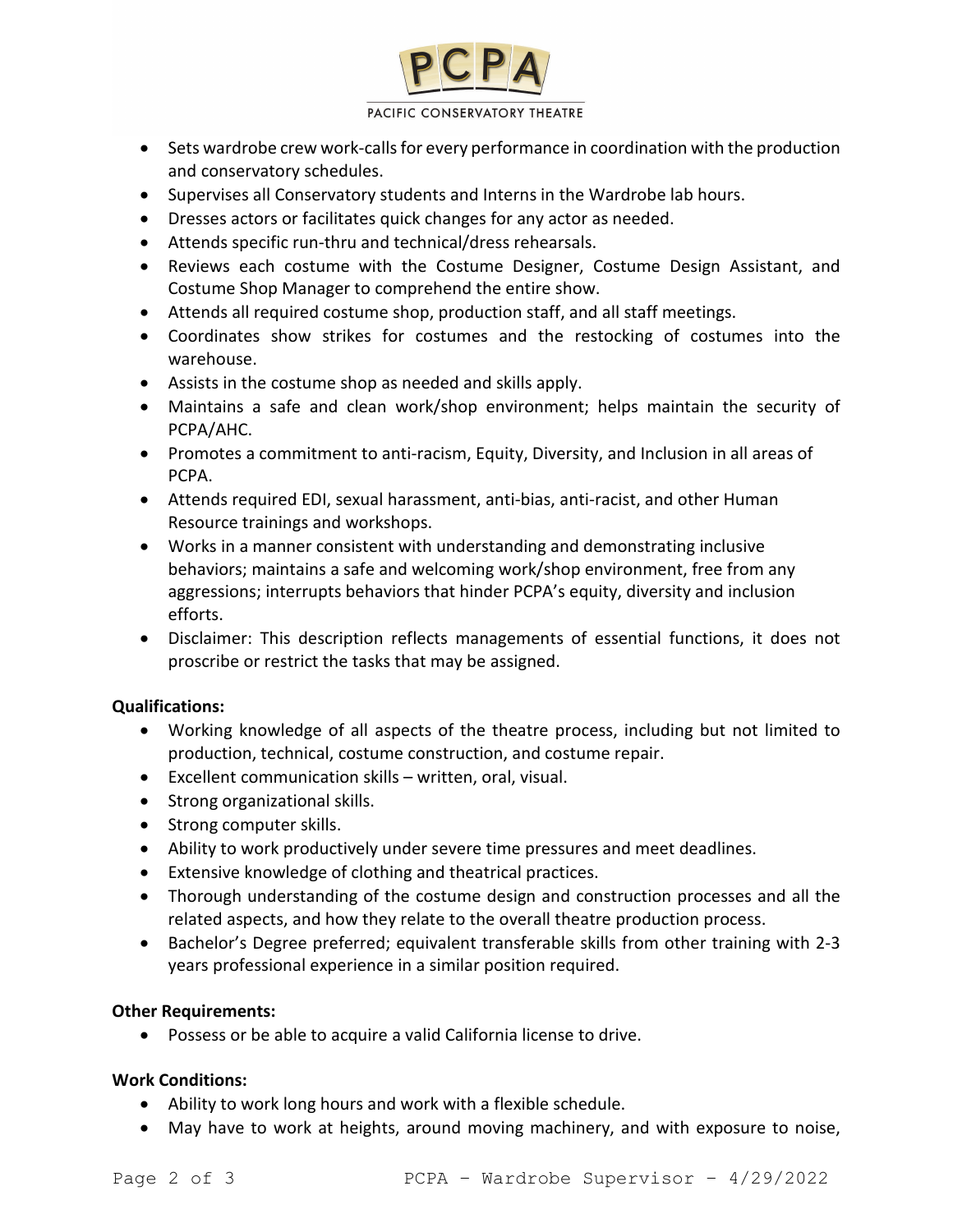- Sets wardrobe crew work-calls for every performance in coordination with the production and conservatory schedules.
- Supervises all Conservatory students and Interns in the Wardrobe lab hours.
- Dresses actors or facilitates quick changes for any actor as needed.
- Attends specific run-thru and technical/dress rehearsals.
- Reviews each costume with the Costume Designer, Costume Design Assistant, and Costume Shop Manager to comprehend the entire show.
- Attends all required costume shop, production staff, and all staff meetings.
- Coordinates show strikes for costumes and the restocking of costumes into the warehouse.
- Assists in the costume shop as needed and skills apply.
- Maintains a safe and clean work/shop environment; helps maintain the security of PCPA/AHC.
- Promotes a commitment to anti-racism, Equity, Diversity, and Inclusion in all areas of PCPA.
- Attends required EDI, sexual harassment, anti-bias, anti-racist, and other Human Resource trainings and workshops.
- Works in a manner consistent with understanding and demonstrating inclusive behaviors; maintains a safe and welcoming work/shop environment, free from any aggressions; interrupts behaviors that hinder PCPA's equity, diversity and inclusion efforts.
- Disclaimer: This description reflects managements of essential functions, it does not proscribe or restrict the tasks that may be assigned.

**Qualifications:**

- Working knowledge of all aspects of the theatre process, including but not limited to production, technical, costume construction, and costume repair.
- Excellent communication skills – written, oral, visual.
- Strong organizational skills.
- Strong computer skills.
- Ability to work productively under severe time pressures and meet deadlines.
- Extensive knowledge of clothing and theatrical practices.
- Thorough understanding of the costume design and construction processes and all the related aspects, and how they relate to the overall theatre production process.
- Bachelor's Degree preferred; equivalent transferable skills from other training with 2-3 years professional experience in a similar position required.

**Other Requirements:**

- Possess or be able to acquire a valid California license to drive.

**Work Conditions:**

- Ability to work long hours and work with a flexible schedule.
- May have to work at heights, around moving machinery, and with exposure to noise,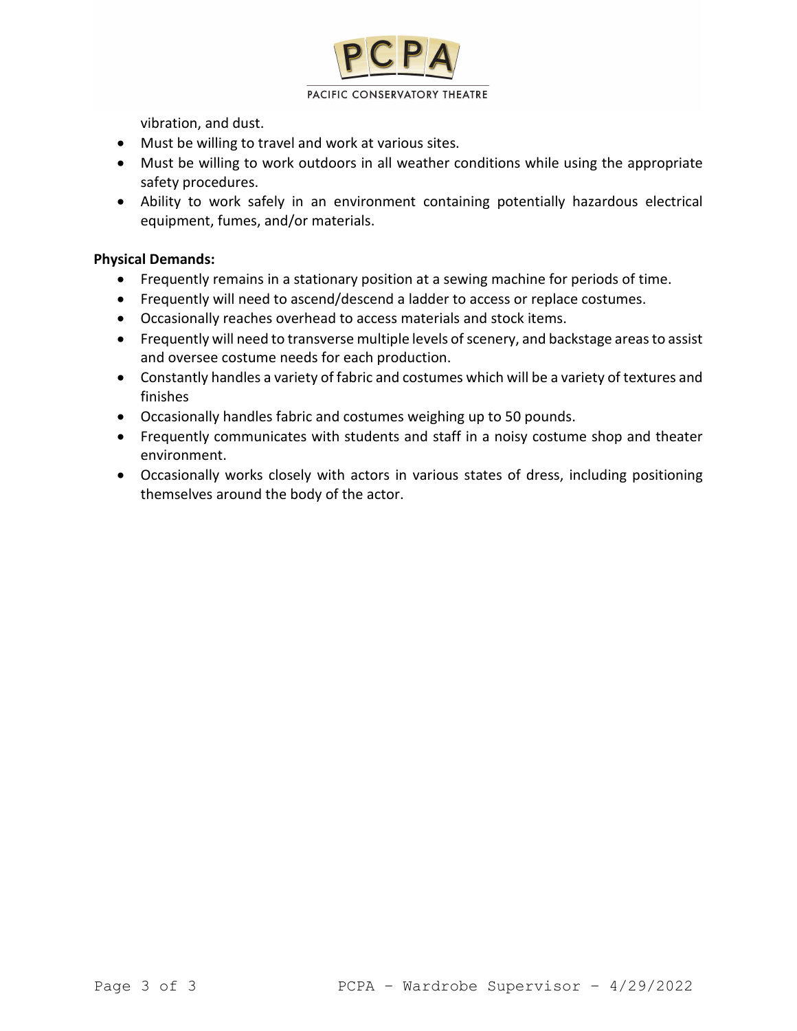vibration, and dust.

- Must be willing to travel and work at various sites.
- Must be willing to work outdoors in all weather conditions while using the appropriate safety procedures.
- Ability to work safely in an environment containing potentially hazardous electrical equipment, fumes, and/or materials.

**Physical Demands:**

- Frequently remains in a stationary position at a sewing machine for periods of time.
- Frequently will need to ascend/descend a ladder to access or replace costumes.
- Occasionally reaches overhead to access materials and stock items.
- Frequently will need to transverse multiple levels of scenery, and backstage areas to assist and oversee costume needs for each production.
- Constantly handles a variety of fabric and costumes which will be a variety of textures and finishes
- Occasionally handles fabric and costumes weighing up to 50 pounds.
- Frequently communicates with students and staff in a noisy costume shop and theater environment.
- Occasionally works closely with actors in various states of dress, including positioning themselves around the body of the actor.